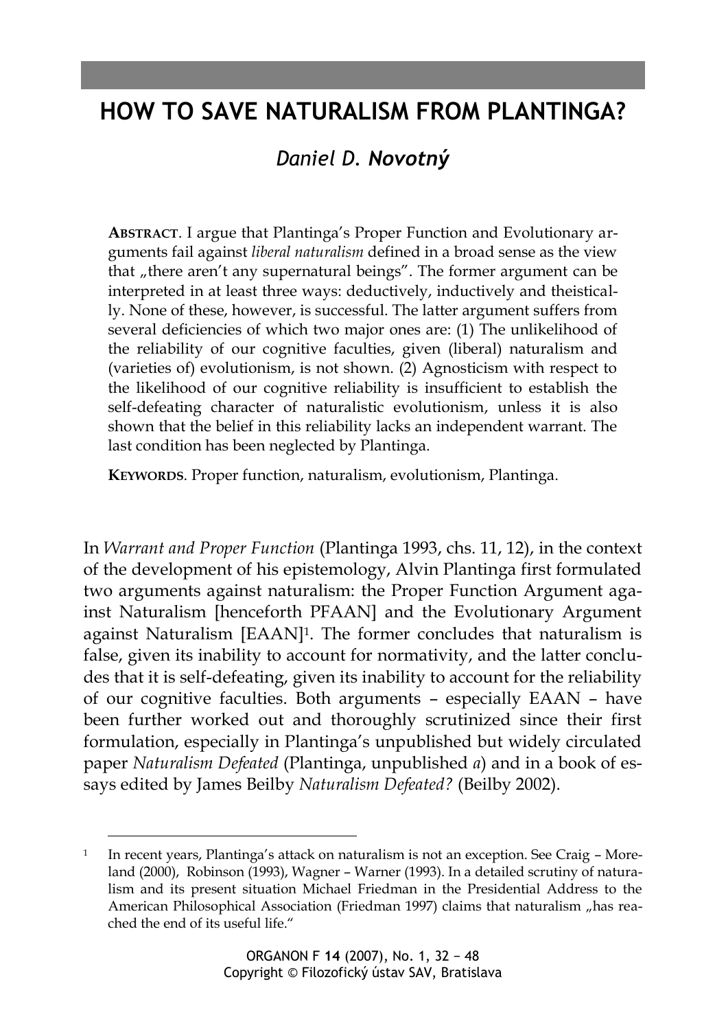# HOW TO SAVE NATURALISM FROM PLANTINGA?

## *Daniel D. **Novotný***

**ABSTRACT**. I argue that Plantinga's Proper Function and Evolutionary arguments fail against *liberal naturalism* defined in a broad sense as the view that „there aren't any supernatural beings". The former argument can be interpreted in at least three ways: deductively, inductively and theistically. None of these, however, is successful. The latter argument suffers from several deficiencies of which two major ones are: (1) The unlikelihood of the reliability of our cognitive faculties, given (liberal) naturalism and (varieties of) evolutionism, is not shown. (2) Agnosticism with respect to the likelihood of our cognitive reliability is insufficient to establish the self-defeating character of naturalistic evolutionism, unless it is also shown that the belief in this reliability lacks an independent warrant. The last condition has been neglected by Plantinga.

**KEYWORDS**. Proper function, naturalism, evolutionism, Plantinga.

In *Warrant and Proper Function* (Plantinga 1993, chs. 11, 12), in the context of the development of his epistemology, Alvin Plantinga first formulated two arguments against naturalism: the Proper Function Argument against Naturalism [henceforth PFAAN] and the Evolutionary Argument against Naturalism [EAAN][1]. The former concludes that naturalism is false, given its inability to account for normativity, and the latter concludes that it is self-defeating, given its inability to account for the reliability of our cognitive faculties. Both arguments – especially EAAN – have been further worked out and thoroughly scrutinized since their first formulation, especially in Plantinga's unpublished but widely circulated paper *Naturalism Defeated* (Plantinga, unpublished *a*) and in a book of essays edited by James Beilby *Naturalism Defeated?* (Beilby 2002).

[1] In recent years, Plantinga's attack on naturalism is not an exception. See Craig – Moreland (2000), Robinson (1993), Wagner – Warner (1993). In a detailed scrutiny of naturalism and its present situation Michael Friedman in the Presidential Address to the American Philosophical Association (Friedman 1997) claims that naturalism „has reached the end of its useful life."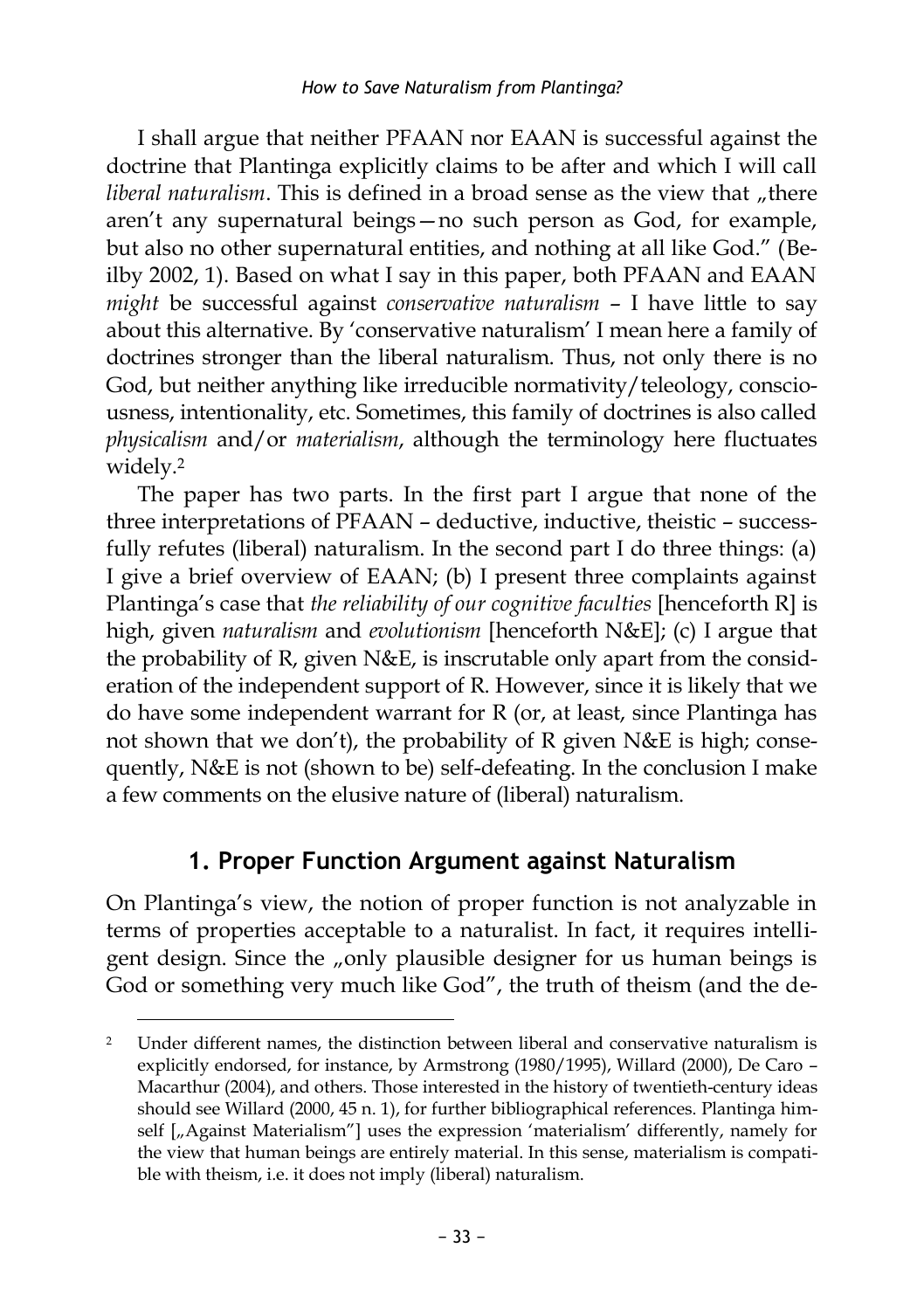I shall argue that neither PFAAN nor EAAN is successful against the doctrine that Plantinga explicitly claims to be after and which I will call *liberal naturalism*. This is defined in a broad sense as the view that „there aren't any supernatural beings—no such person as God, for example, but also no other supernatural entities, and nothing at all like God." (Beilby 2002, 1). Based on what I say in this paper, both PFAAN and EAAN *might* be successful against *conservative naturalism* – I have little to say about this alternative. By 'conservative naturalism' I mean here a family of doctrines stronger than the liberal naturalism. Thus, not only there is no God, but neither anything like irreducible normativity/teleology, consciousness, intentionality, etc. Sometimes, this family of doctrines is also called *physicalism* and/or *materialism*, although the terminology here fluctuates widely.[2]

The paper has two parts. In the first part I argue that none of the three interpretations of PFAAN – deductive, inductive, theistic – successfully refutes (liberal) naturalism. In the second part I do three things: (a) I give a brief overview of EAAN; (b) I present three complaints against Plantinga's case that *the reliability of our cognitive faculties* [henceforth R] is high, given *naturalism* and *evolutionism* [henceforth N&E]; (c) I argue that the probability of R, given N&E, is inscrutable only apart from the consideration of the independent support of R. However, since it is likely that we do have some independent warrant for R (or, at least, since Plantinga has not shown that we don't), the probability of R given N&E is high; consequently, N&E is not (shown to be) self-defeating. In the conclusion I make a few comments on the elusive nature of (liberal) naturalism.

## 1. Proper Function Argument against Naturalism

On Plantinga's view, the notion of proper function is not analyzable in terms of properties acceptable to a naturalist. In fact, it requires intelligent design. Since the „only plausible designer for us human beings is God or something very much like God", the truth of theism (and the de-

---

[2] Under different names, the distinction between liberal and conservative naturalism is explicitly endorsed, for instance, by Armstrong (1980/1995), Willard (2000), De Caro – Macarthur (2004), and others. Those interested in the history of twentieth-century ideas should see Willard (2000, 45 n. 1), for further bibliographical references. Plantinga himself [„Against Materialism"] uses the expression 'materialism' differently, namely for the view that human beings are entirely material. In this sense, materialism is compatible with theism, i.e. it does not imply (liberal) naturalism.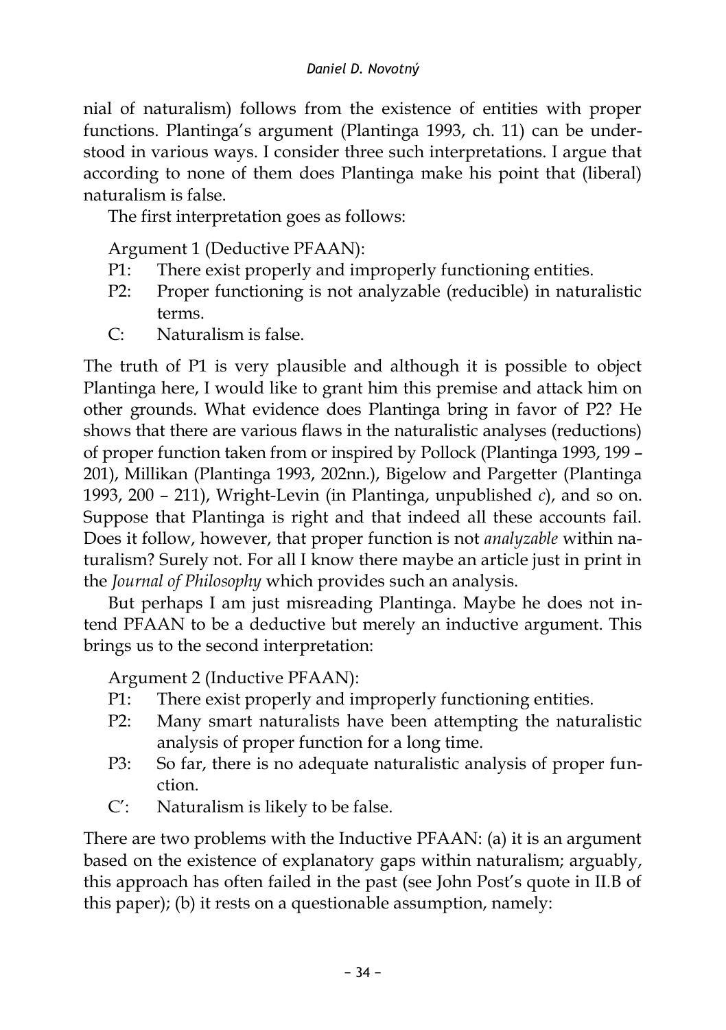nial of naturalism) follows from the existence of entities with proper functions. Plantinga's argument (Plantinga 1993, ch. 11) can be understood in various ways. I consider three such interpretations. I argue that according to none of them does Plantinga make his point that (liberal) naturalism is false.

The first interpretation goes as follows:

Argument 1 (Deductive PFAAN):

P1: There exist properly and improperly functioning entities.

P2: Proper functioning is not analyzable (reducible) in naturalistic terms.

C: Naturalism is false.

The truth of P1 is very plausible and although it is possible to object Plantinga here, I would like to grant him this premise and attack him on other grounds. What evidence does Plantinga bring in favor of P2? He shows that there are various flaws in the naturalistic analyses (reductions) of proper function taken from or inspired by Pollock (Plantinga 1993, 199 – 201), Millikan (Plantinga 1993, 202nn.), Bigelow and Pargetter (Plantinga 1993, 200 – 211), Wright-Levin (in Plantinga, unpublished *c*), and so on. Suppose that Plantinga is right and that indeed all these accounts fail. Does it follow, however, that proper function is not *analyzable* within naturalism? Surely not. For all I know there maybe an article just in print in the *Journal of Philosophy* which provides such an analysis.

But perhaps I am just misreading Plantinga. Maybe he does not intend PFAAN to be a deductive but merely an inductive argument. This brings us to the second interpretation:

Argument 2 (Inductive PFAAN):

P1: There exist properly and improperly functioning entities.

P2: Many smart naturalists have been attempting the naturalistic analysis of proper function for a long time.

P3: So far, there is no adequate naturalistic analysis of proper function.

C′: Naturalism is likely to be false.

There are two problems with the Inductive PFAAN: (a) it is an argument based on the existence of explanatory gaps within naturalism; arguably, this approach has often failed in the past (see John Post's quote in II.B of this paper); (b) it rests on a questionable assumption, namely: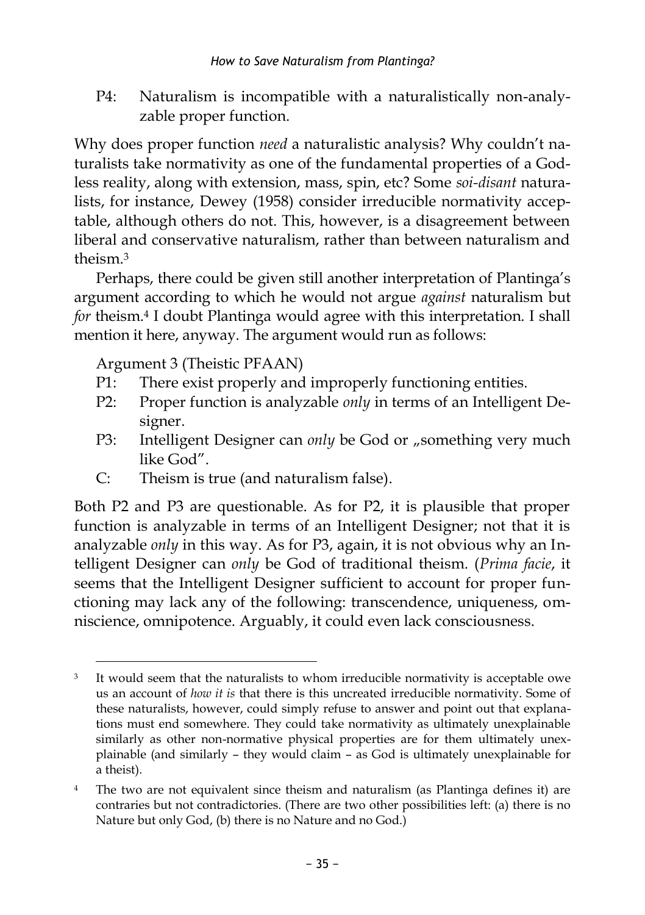P4: Naturalism is incompatible with a naturalistically non-analyzable proper function.

Why does proper function *need* a naturalistic analysis? Why couldn't naturalists take normativity as one of the fundamental properties of a Godless reality, along with extension, mass, spin, etc? Some *soi-disant* naturalists, for instance, Dewey (1958) consider irreducible normativity acceptable, although others do not. This, however, is a disagreement between liberal and conservative naturalism, rather than between naturalism and theism.[3]

Perhaps, there could be given still another interpretation of Plantinga's argument according to which he would not argue *against* naturalism but *for* theism.[4] I doubt Plantinga would agree with this interpretation. I shall mention it here, anyway. The argument would run as follows:

Argument 3 (Theistic PFAAN)

P1: There exist properly and improperly functioning entities.

P2: Proper function is analyzable *only* in terms of an Intelligent Designer.

P3: Intelligent Designer can *only* be God or „something very much like God".

C: Theism is true (and naturalism false).

Both P2 and P3 are questionable. As for P2, it is plausible that proper function is analyzable in terms of an Intelligent Designer; not that it is analyzable *only* in this way. As for P3, again, it is not obvious why an Intelligent Designer can *only* be God of traditional theism. (*Prima facie*, it seems that the Intelligent Designer sufficient to account for proper functioning may lack any of the following: transcendence, uniqueness, omniscience, omnipotence. Arguably, it could even lack consciousness.

---

[3] It would seem that the naturalists to whom irreducible normativity is acceptable owe us an account of *how it is* that there is this uncreated irreducible normativity. Some of these naturalists, however, could simply refuse to answer and point out that explanations must end somewhere. They could take normativity as ultimately unexplainable similarly as other non-normative physical properties are for them ultimately unexplainable (and similarly – they would claim – as God is ultimately unexplainable for a theist).

[4] The two are not equivalent since theism and naturalism (as Plantinga defines it) are contraries but not contradictories. (There are two other possibilities left: (a) there is no Nature but only God, (b) there is no Nature and no God.)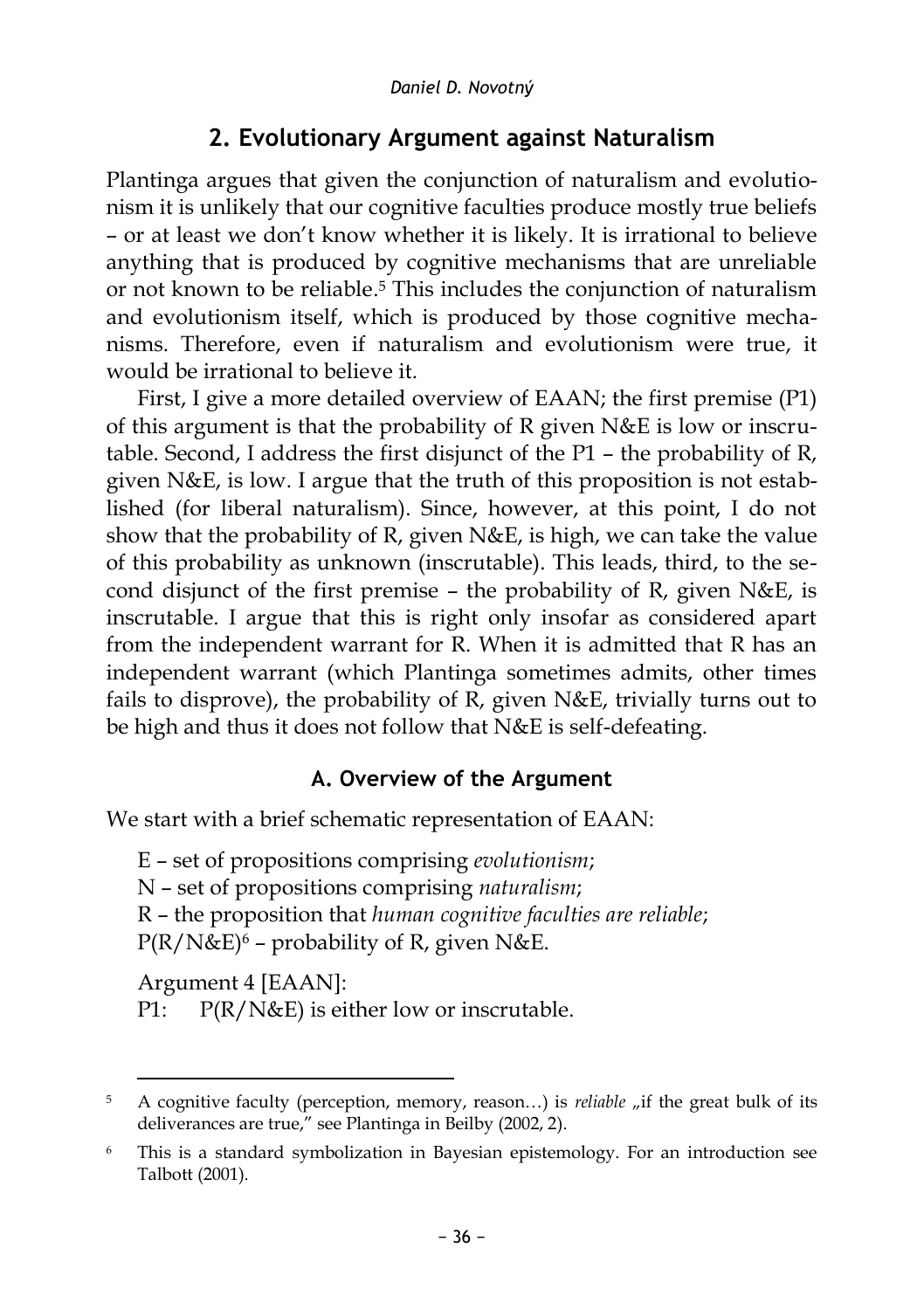## 2. Evolutionary Argument against Naturalism

Plantinga argues that given the conjunction of naturalism and evolutionism it is unlikely that our cognitive faculties produce mostly true beliefs – or at least we don't know whether it is likely. It is irrational to believe anything that is produced by cognitive mechanisms that are unreliable or not known to be reliable.[5] This includes the conjunction of naturalism and evolutionism itself, which is produced by those cognitive mechanisms. Therefore, even if naturalism and evolutionism were true, it would be irrational to believe it.

First, I give a more detailed overview of EAAN; the first premise (P1) of this argument is that the probability of R given N&E is low or inscrutable. Second, I address the first disjunct of the P1 – the probability of R, given N&E, is low. I argue that the truth of this proposition is not established (for liberal naturalism). Since, however, at this point, I do not show that the probability of R, given N&E, is high, we can take the value of this probability as unknown (inscrutable). This leads, third, to the second disjunct of the first premise – the probability of R, given N&E, is inscrutable. I argue that this is right only insofar as considered apart from the independent warrant for R. When it is admitted that R has an independent warrant (which Plantinga sometimes admits, other times fails to disprove), the probability of R, given N&E, trivially turns out to be high and thus it does not follow that N&E is self-defeating.

### A. Overview of the Argument

We start with a brief schematic representation of EAAN:

E – set of propositions comprising *evolutionism*;
N – set of propositions comprising *naturalism*;
R – the proposition that *human cognitive faculties are reliable*;
P(R/N&E)[6] – probability of R, given N&E.

Argument 4 [EAAN]:
P1: P(R/N&E) is either low or inscrutable.

---

[5] A cognitive faculty (perception, memory, reason…) is *reliable* „if the great bulk of its deliverances are true," see Plantinga in Beilby (2002, 2).

[6] This is a standard symbolization in Bayesian epistemology. For an introduction see Talbott (2001).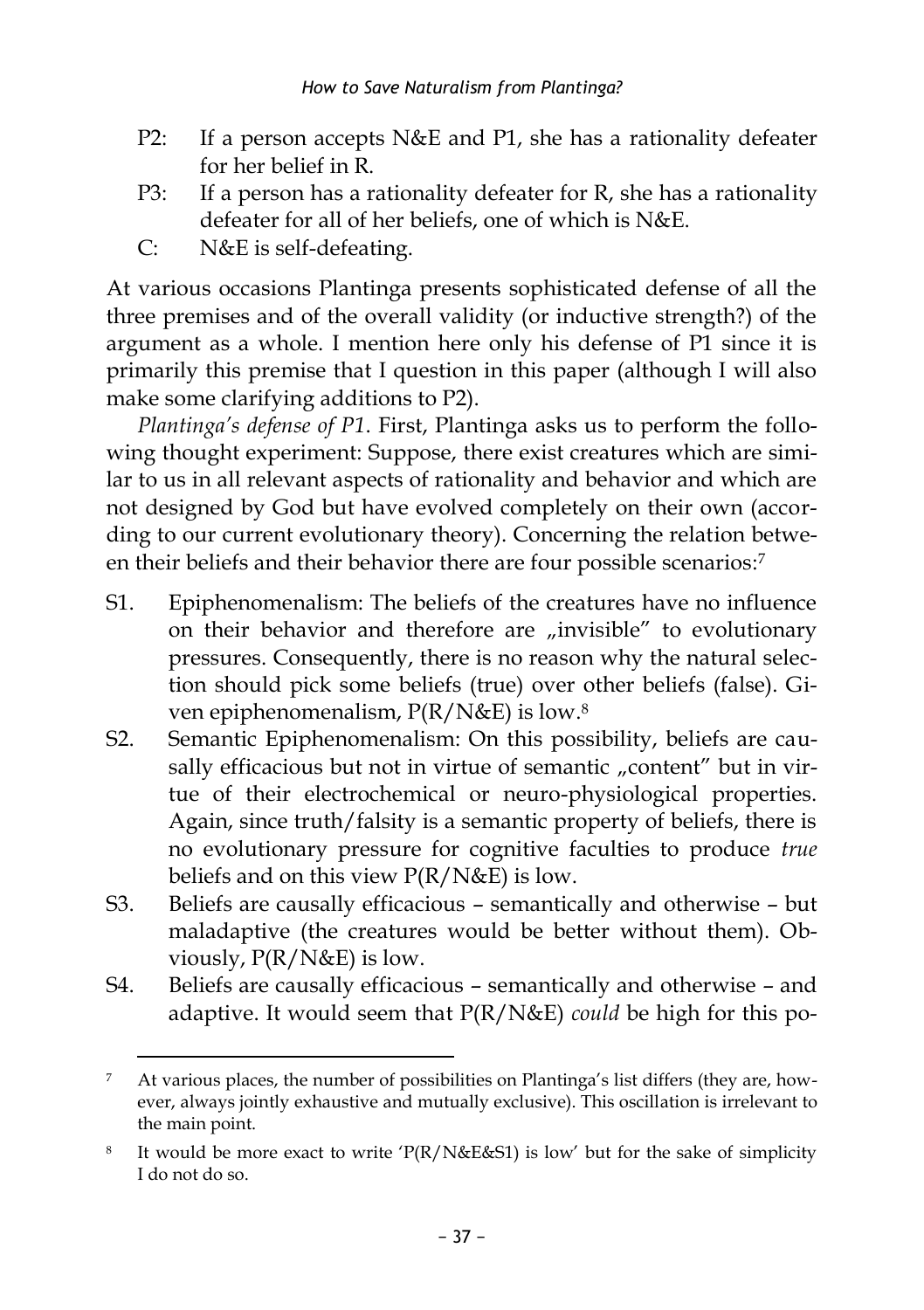P2: If a person accepts N&E and P1, she has a rationality defeater for her belief in R.

P3: If a person has a rationality defeater for R, she has a rationality defeater for all of her beliefs, one of which is N&E.

C: N&E is self-defeating.

At various occasions Plantinga presents sophisticated defense of all the three premises and of the overall validity (or inductive strength?) of the argument as a whole. I mention here only his defense of P1 since it is primarily this premise that I question in this paper (although I will also make some clarifying additions to P2).

*Plantinga's defense of P1*. First, Plantinga asks us to perform the following thought experiment: Suppose, there exist creatures which are similar to us in all relevant aspects of rationality and behavior and which are not designed by God but have evolved completely on their own (according to our current evolutionary theory). Concerning the relation between their beliefs and their behavior there are four possible scenarios:[7]

S1. Epiphenomenalism: The beliefs of the creatures have no influence on their behavior and therefore are „invisible" to evolutionary pressures. Consequently, there is no reason why the natural selection should pick some beliefs (true) over other beliefs (false). Given epiphenomenalism, P(R/N&E) is low.[8]

S2. Semantic Epiphenomenalism: On this possibility, beliefs are causally efficacious but not in virtue of semantic „content" but in virtue of their electrochemical or neuro-physiological properties. Again, since truth/falsity is a semantic property of beliefs, there is no evolutionary pressure for cognitive faculties to produce *true* beliefs and on this view P(R/N&E) is low.

S3. Beliefs are causally efficacious – semantically and otherwise – but maladaptive (the creatures would be better without them). Obviously, P(R/N&E) is low.

S4. Beliefs are causally efficacious – semantically and otherwise – and adaptive. It would seem that P(R/N&E) *could* be high for this po-

---

[7] At various places, the number of possibilities on Plantinga's list differs (they are, however, always jointly exhaustive and mutually exclusive). This oscillation is irrelevant to the main point.

[8] It would be more exact to write 'P(R/N&E&S1) is low' but for the sake of simplicity I do not do so.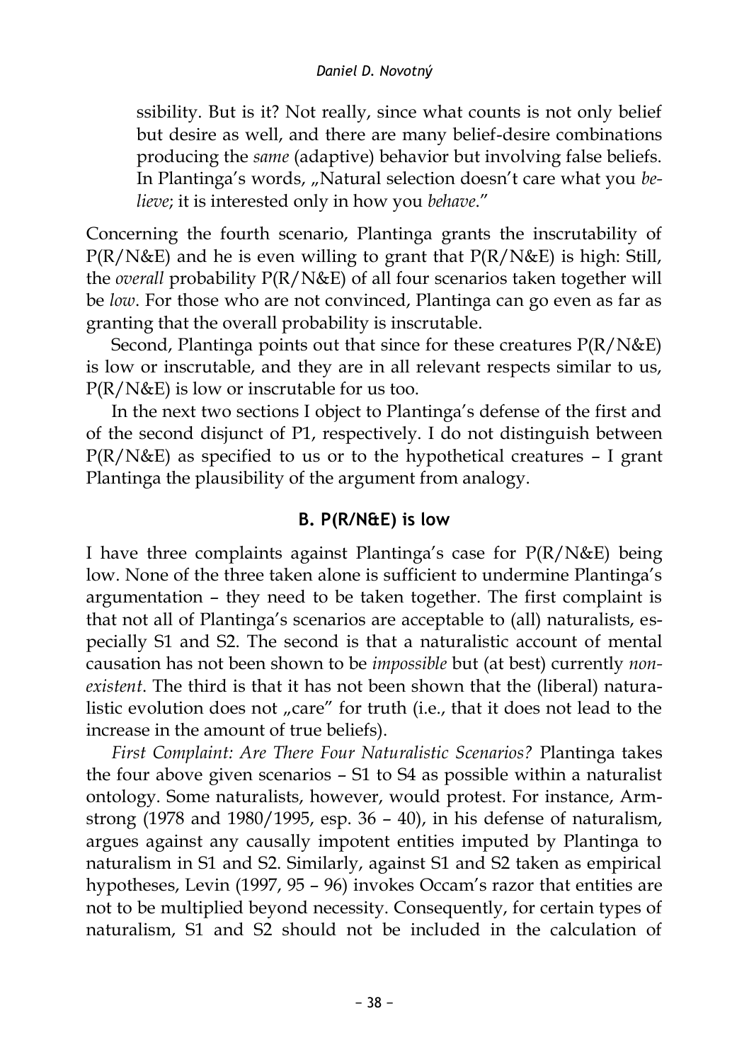ssibility. But is it? Not really, since what counts is not only belief but desire as well, and there are many belief-desire combinations producing the *same* (adaptive) behavior but involving false beliefs. In Plantinga's words, „Natural selection doesn't care what you *believe*; it is interested only in how you *behave*."

Concerning the fourth scenario, Plantinga grants the inscrutability of P(R/N&E) and he is even willing to grant that P(R/N&E) is high: Still, the *overall* probability P(R/N&E) of all four scenarios taken together will be *low*. For those who are not convinced, Plantinga can go even as far as granting that the overall probability is inscrutable.

Second, Plantinga points out that since for these creatures P(R/N&E) is low or inscrutable, and they are in all relevant respects similar to us, P(R/N&E) is low or inscrutable for us too.

In the next two sections I object to Plantinga's defense of the first and of the second disjunct of P1, respectively. I do not distinguish between P(R/N&E) as specified to us or to the hypothetical creatures – I grant Plantinga the plausibility of the argument from analogy.

## B. P(R/N&E) is low

I have three complaints against Plantinga's case for P(R/N&E) being low. None of the three taken alone is sufficient to undermine Plantinga's argumentation – they need to be taken together. The first complaint is that not all of Plantinga's scenarios are acceptable to (all) naturalists, especially S1 and S2. The second is that a naturalistic account of mental causation has not been shown to be *impossible* but (at best) currently *non-existent*. The third is that it has not been shown that the (liberal) naturalistic evolution does not „care" for truth (i.e., that it does not lead to the increase in the amount of true beliefs).

*First Complaint: Are There Four Naturalistic Scenarios?* Plantinga takes the four above given scenarios – S1 to S4 as possible within a naturalist ontology. Some naturalists, however, would protest. For instance, Armstrong (1978 and 1980/1995, esp. 36 – 40), in his defense of naturalism, argues against any causally impotent entities imputed by Plantinga to naturalism in S1 and S2. Similarly, against S1 and S2 taken as empirical hypotheses, Levin (1997, 95 – 96) invokes Occam's razor that entities are not to be multiplied beyond necessity. Consequently, for certain types of naturalism, S1 and S2 should not be included in the calculation of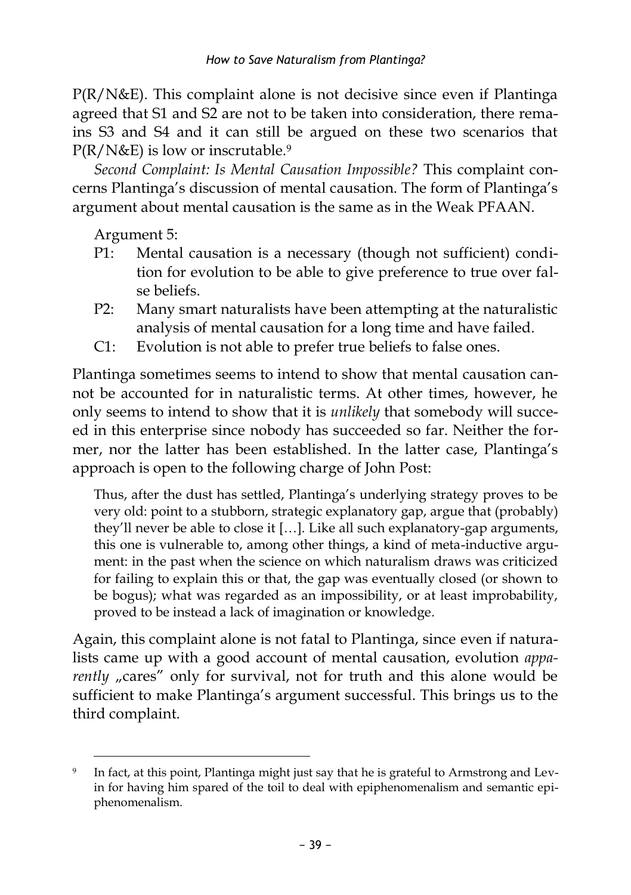P(R/N&E). This complaint alone is not decisive since even if Plantinga agreed that S1 and S2 are not to be taken into consideration, there remains S3 and S4 and it can still be argued on these two scenarios that P(R/N&E) is low or inscrutable.[9]

*Second Complaint: Is Mental Causation Impossible?* This complaint concerns Plantinga's discussion of mental causation. The form of Plantinga's argument about mental causation is the same as in the Weak PFAAN.

Argument 5:

- P1: Mental causation is a necessary (though not sufficient) condition for evolution to be able to give preference to true over false beliefs.
- P2: Many smart naturalists have been attempting at the naturalistic analysis of mental causation for a long time and have failed.
- C1: Evolution is not able to prefer true beliefs to false ones.

Plantinga sometimes seems to intend to show that mental causation cannot be accounted for in naturalistic terms. At other times, however, he only seems to intend to show that it is *unlikely* that somebody will succeed in this enterprise since nobody has succeeded so far. Neither the former, nor the latter has been established. In the latter case, Plantinga's approach is open to the following charge of John Post:

> Thus, after the dust has settled, Plantinga's underlying strategy proves to be very old: point to a stubborn, strategic explanatory gap, argue that (probably) they'll never be able to close it […]. Like all such explanatory-gap arguments, this one is vulnerable to, among other things, a kind of meta-inductive argument: in the past when the science on which naturalism draws was criticized for failing to explain this or that, the gap was eventually closed (or shown to be bogus); what was regarded as an impossibility, or at least improbability, proved to be instead a lack of imagination or knowledge.

Again, this complaint alone is not fatal to Plantinga, since even if naturalists came up with a good account of mental causation, evolution *apparently* „cares" only for survival, not for truth and this alone would be sufficient to make Plantinga's argument successful. This brings us to the third complaint.

---

[9] In fact, at this point, Plantinga might just say that he is grateful to Armstrong and Levin for having him spared of the toil to deal with epiphenomenalism and semantic epiphenomenalism.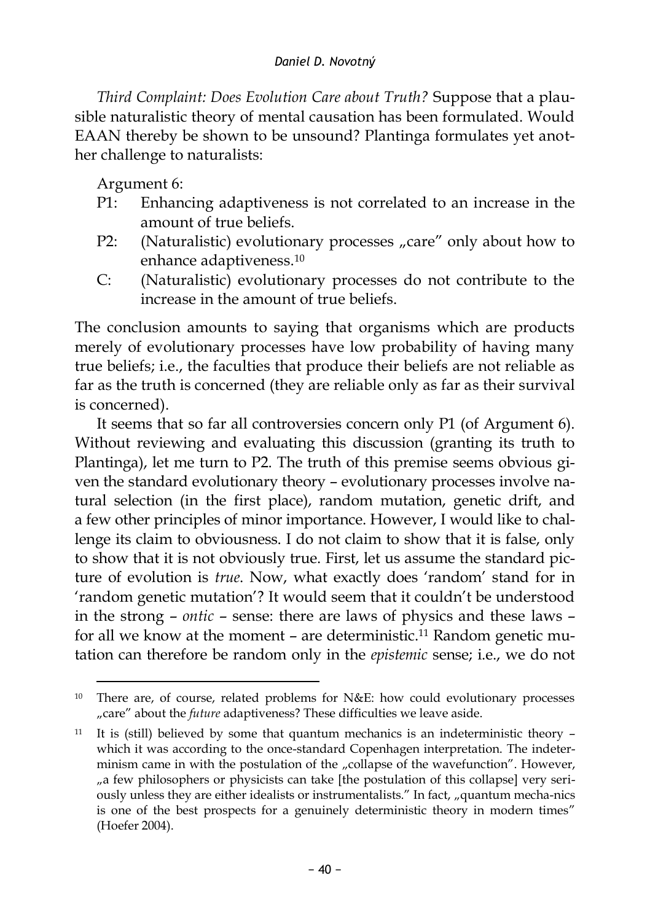*Third Complaint: Does Evolution Care about Truth?* Suppose that a plausible naturalistic theory of mental causation has been formulated. Would EAAN thereby be shown to be unsound? Plantinga formulates yet another challenge to naturalists:

Argument 6:

P1: Enhancing adaptiveness is not correlated to an increase in the amount of true beliefs.

P2: (Naturalistic) evolutionary processes „care" only about how to enhance adaptiveness.[10]

C: (Naturalistic) evolutionary processes do not contribute to the increase in the amount of true beliefs.

The conclusion amounts to saying that organisms which are products merely of evolutionary processes have low probability of having many true beliefs; i.e., the faculties that produce their beliefs are not reliable as far as the truth is concerned (they are reliable only as far as their survival is concerned).

It seems that so far all controversies concern only P1 (of Argument 6). Without reviewing and evaluating this discussion (granting its truth to Plantinga), let me turn to P2. The truth of this premise seems obvious given the standard evolutionary theory – evolutionary processes involve natural selection (in the first place), random mutation, genetic drift, and a few other principles of minor importance. However, I would like to challenge its claim to obviousness. I do not claim to show that it is false, only to show that it is not obviously true. First, let us assume the standard picture of evolution is *true*. Now, what exactly does 'random' stand for in 'random genetic mutation'? It would seem that it couldn't be understood in the strong – *ontic* – sense: there are laws of physics and these laws – for all we know at the moment – are deterministic.[11] Random genetic mutation can therefore be random only in the *epistemic* sense; i.e., we do not

---

[10] There are, of course, related problems for N&E: how could evolutionary processes „care" about the *future* adaptiveness? These difficulties we leave aside.

[11] It is (still) believed by some that quantum mechanics is an indeterministic theory – which it was according to the once-standard Copenhagen interpretation. The indeterminism came in with the postulation of the „collapse of the wavefunction". However, „a few philosophers or physicists can take [the postulation of this collapse] very seriously unless they are either idealists or instrumentalists." In fact, „quantum mecha-nics is one of the best prospects for a genuinely deterministic theory in modern times" (Hoefer 2004).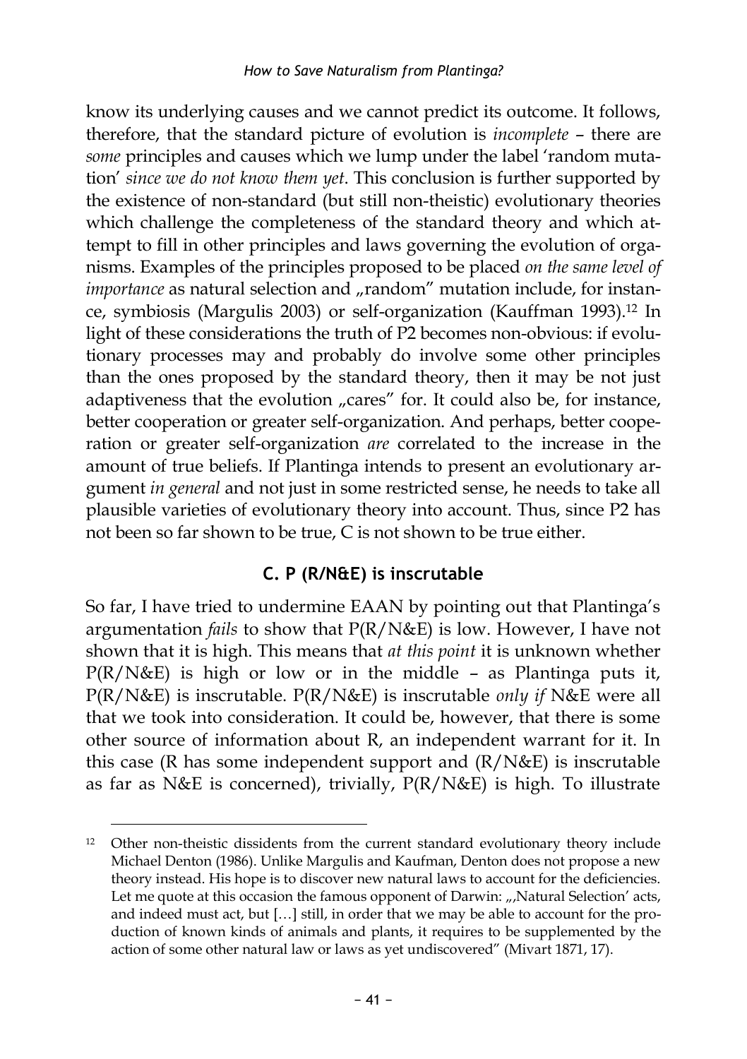know its underlying causes and we cannot predict its outcome. It follows, therefore, that the standard picture of evolution is *incomplete* – there are *some* principles and causes which we lump under the label 'random mutation' *since we do not know them yet*. This conclusion is further supported by the existence of non-standard (but still non-theistic) evolutionary theories which challenge the completeness of the standard theory and which attempt to fill in other principles and laws governing the evolution of organisms. Examples of the principles proposed to be placed *on the same level of importance* as natural selection and „random" mutation include, for instance, symbiosis (Margulis 2003) or self-organization (Kauffman 1993).[12] In light of these considerations the truth of P2 becomes non-obvious: if evolutionary processes may and probably do involve some other principles than the ones proposed by the standard theory, then it may be not just adaptiveness that the evolution „cares" for. It could also be, for instance, better cooperation or greater self-organization. And perhaps, better cooperation or greater self-organization *are* correlated to the increase in the amount of true beliefs. If Plantinga intends to present an evolutionary argument *in general* and not just in some restricted sense, he needs to take all plausible varieties of evolutionary theory into account. Thus, since P2 has not been so far shown to be true, C is not shown to be true either.

### C. P (R/N&E) is inscrutable

So far, I have tried to undermine EAAN by pointing out that Plantinga's argumentation *fails* to show that P(R/N&E) is low. However, I have not shown that it is high. This means that *at this point* it is unknown whether P(R/N&E) is high or low or in the middle – as Plantinga puts it, P(R/N&E) is inscrutable. P(R/N&E) is inscrutable *only if* N&E were all that we took into consideration. It could be, however, that there is some other source of information about R, an independent warrant for it. In this case (R has some independent support and (R/N&E) is inscrutable as far as N&E is concerned), trivially, P(R/N&E) is high. To illustrate

---

[12] Other non-theistic dissidents from the current standard evolutionary theory include Michael Denton (1986). Unlike Margulis and Kaufman, Denton does not propose a new theory instead. His hope is to discover new natural laws to account for the deficiencies. Let me quote at this occasion the famous opponent of Darwin: „'Natural Selection' acts, and indeed must act, but […] still, in order that we may be able to account for the production of known kinds of animals and plants, it requires to be supplemented by the action of some other natural law or laws as yet undiscovered" (Mivart 1871, 17).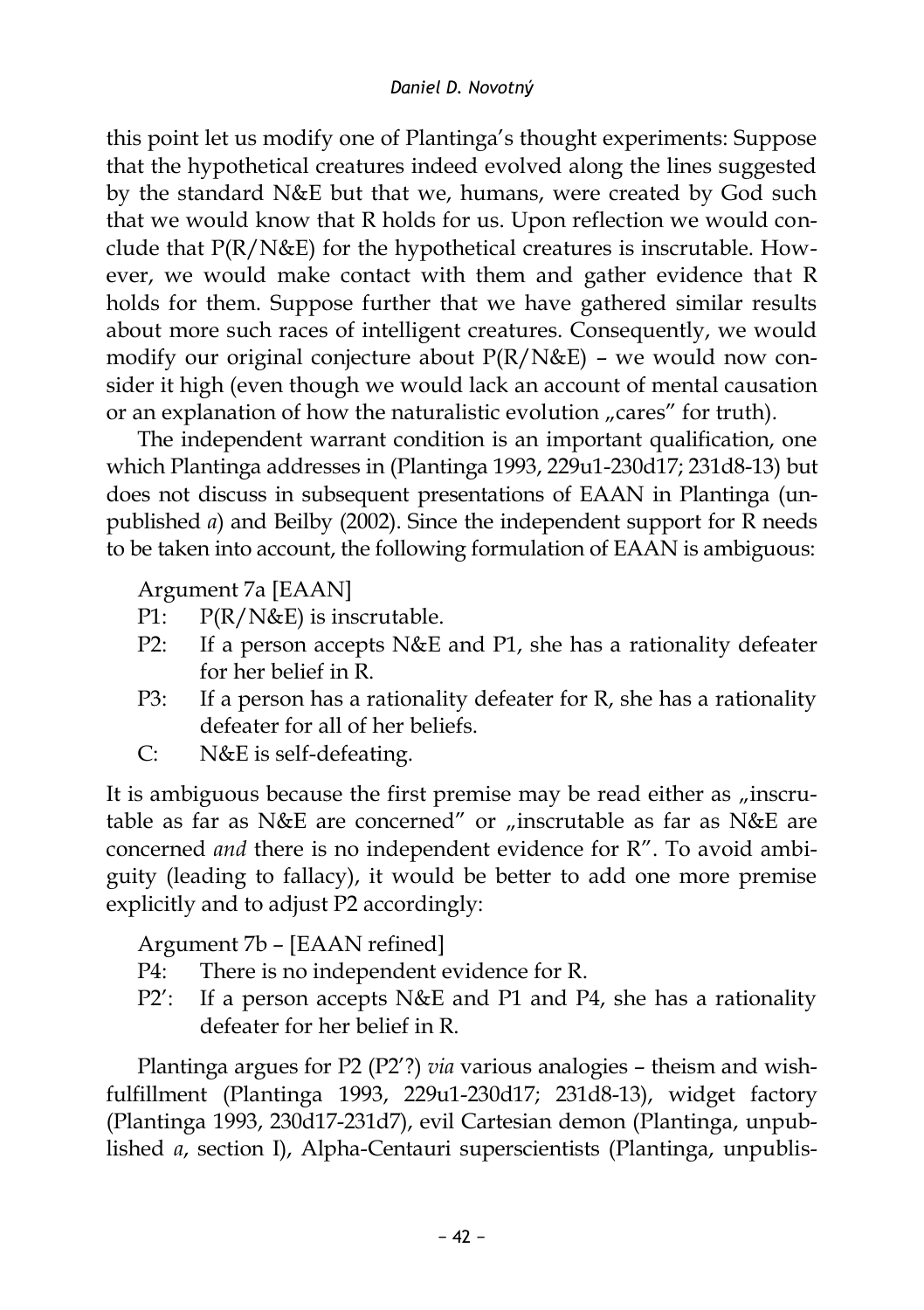this point let us modify one of Plantinga's thought experiments: Suppose that the hypothetical creatures indeed evolved along the lines suggested by the standard N&E but that we, humans, were created by God such that we would know that R holds for us. Upon reflection we would conclude that P(R/N&E) for the hypothetical creatures is inscrutable. However, we would make contact with them and gather evidence that R holds for them. Suppose further that we have gathered similar results about more such races of intelligent creatures. Consequently, we would modify our original conjecture about P(R/N&E) – we would now consider it high (even though we would lack an account of mental causation or an explanation of how the naturalistic evolution „cares" for truth).

The independent warrant condition is an important qualification, one which Plantinga addresses in (Plantinga 1993, 229u1-230d17; 231d8-13) but does not discuss in subsequent presentations of EAAN in Plantinga (unpublished *a*) and Beilby (2002). Since the independent support for R needs to be taken into account, the following formulation of EAAN is ambiguous:

Argument 7a [EAAN]

- P1: P(R/N&E) is inscrutable.
- P2: If a person accepts N&E and P1, she has a rationality defeater for her belief in R.
- P3: If a person has a rationality defeater for R, she has a rationality defeater for all of her beliefs.
- C: N&E is self-defeating.

It is ambiguous because the first premise may be read either as „inscrutable as far as N&E are concerned" or „inscrutable as far as N&E are concerned *and* there is no independent evidence for R". To avoid ambiguity (leading to fallacy), it would be better to add one more premise explicitly and to adjust P2 accordingly:

Argument 7b – [EAAN refined]

- P4: There is no independent evidence for R.
- P2': If a person accepts N&E and P1 and P4, she has a rationality defeater for her belief in R.

Plantinga argues for P2 (P2'?) *via* various analogies – theism and wish-fulfillment (Plantinga 1993, 229u1-230d17; 231d8-13), widget factory (Plantinga 1993, 230d17-231d7), evil Cartesian demon (Plantinga, unpublished *a*, section I), Alpha-Centauri superscientists (Plantinga, unpublis-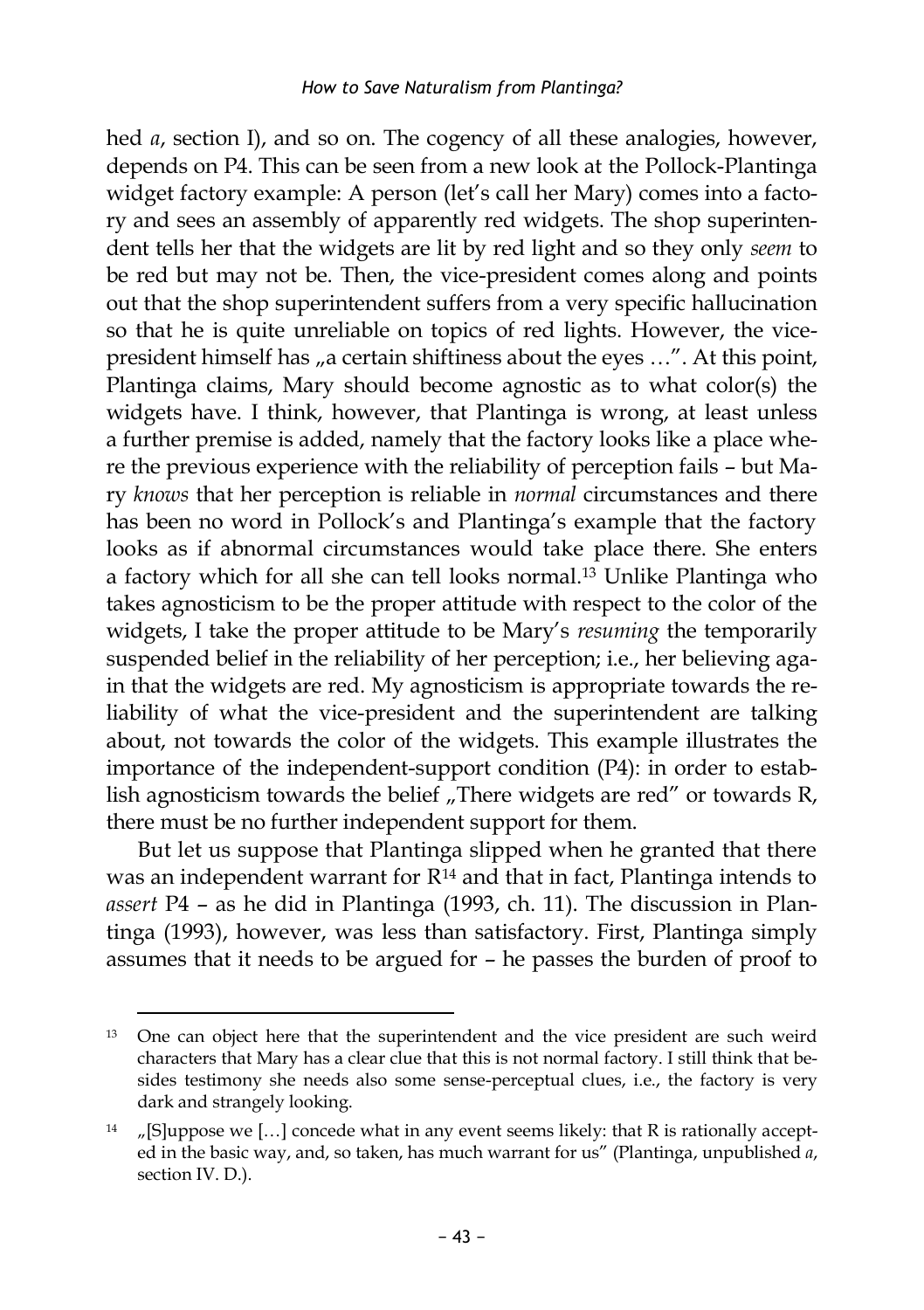hed *a*, section I), and so on. The cogency of all these analogies, however, depends on P4. This can be seen from a new look at the Pollock-Plantinga widget factory example: A person (let's call her Mary) comes into a factory and sees an assembly of apparently red widgets. The shop superintendent tells her that the widgets are lit by red light and so they only *seem* to be red but may not be. Then, the vice-president comes along and points out that the shop superintendent suffers from a very specific hallucination so that he is quite unreliable on topics of red lights. However, the vice-president himself has „a certain shiftiness about the eyes …". At this point, Plantinga claims, Mary should become agnostic as to what color(s) the widgets have. I think, however, that Plantinga is wrong, at least unless a further premise is added, namely that the factory looks like a place where the previous experience with the reliability of perception fails – but Mary *knows* that her perception is reliable in *normal* circumstances and there has been no word in Pollock's and Plantinga's example that the factory looks as if abnormal circumstances would take place there. She enters a factory which for all she can tell looks normal.[13] Unlike Plantinga who takes agnosticism to be the proper attitude with respect to the color of the widgets, I take the proper attitude to be Mary's *resuming* the temporarily suspended belief in the reliability of her perception; i.e., her believing again that the widgets are red. My agnosticism is appropriate towards the reliability of what the vice-president and the superintendent are talking about, not towards the color of the widgets. This example illustrates the importance of the independent-support condition (P4): in order to establish agnosticism towards the belief „There widgets are red" or towards R, there must be no further independent support for them.

But let us suppose that Plantinga slipped when he granted that there was an independent warrant for R[14] and that in fact, Plantinga intends to *assert* P4 – as he did in Plantinga (1993, ch. 11). The discussion in Plantinga (1993), however, was less than satisfactory. First, Plantinga simply assumes that it needs to be argued for – he passes the burden of proof to

---

[13] One can object here that the superintendent and the vice president are such weird characters that Mary has a clear clue that this is not normal factory. I still think that besides testimony she needs also some sense-perceptual clues, i.e., the factory is very dark and strangely looking.

[14] „[S]uppose we […] concede what in any event seems likely: that R is rationally accepted in the basic way, and, so taken, has much warrant for us" (Plantinga, unpublished *a*, section IV. D.).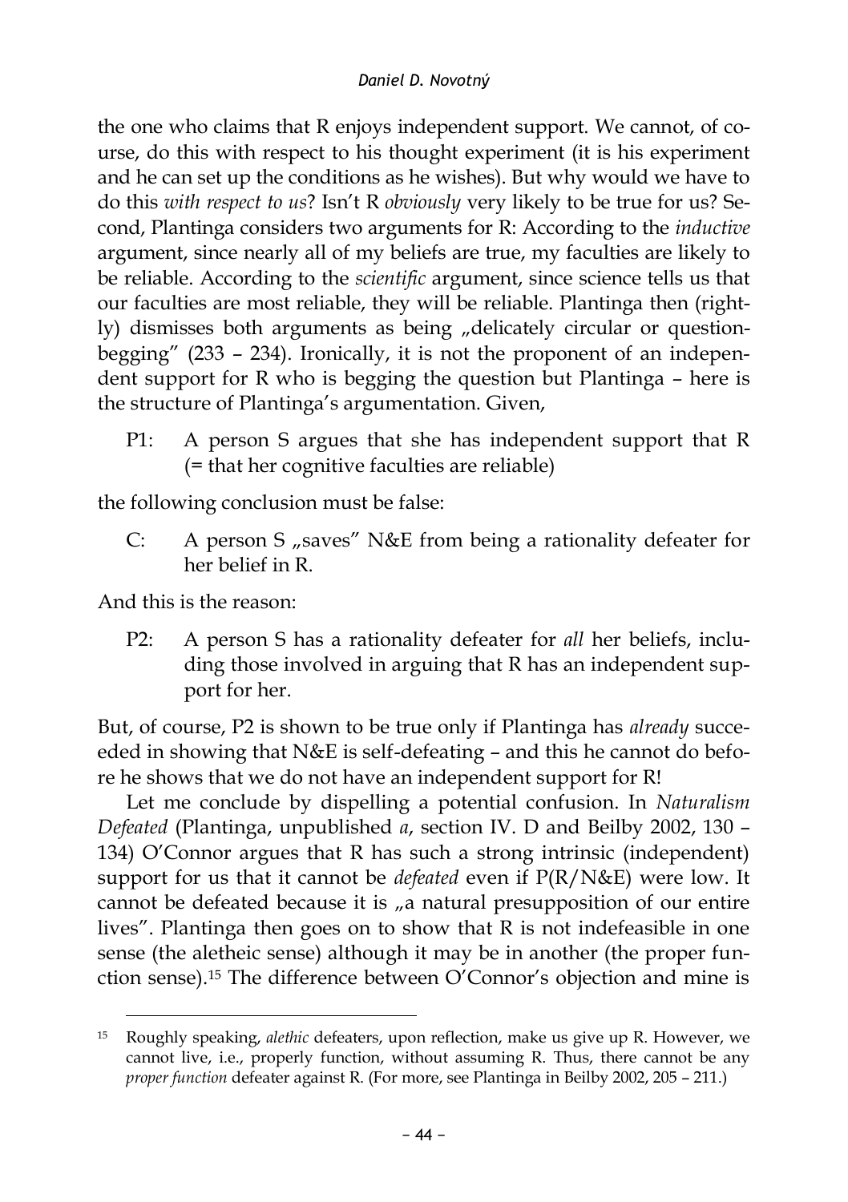the one who claims that R enjoys independent support. We cannot, of course, do this with respect to his thought experiment (it is his experiment and he can set up the conditions as he wishes). But why would we have to do this *with respect to us*? Isn't R *obviously* very likely to be true for us? Second, Plantinga considers two arguments for R: According to the *inductive* argument, since nearly all of my beliefs are true, my faculties are likely to be reliable. According to the *scientific* argument, since science tells us that our faculties are most reliable, they will be reliable. Plantinga then (rightly) dismisses both arguments as being „delicately circular or question-begging" (233 – 234). Ironically, it is not the proponent of an independent support for R who is begging the question but Plantinga – here is the structure of Plantinga's argumentation. Given,

> P1: A person S argues that she has independent support that R (= that her cognitive faculties are reliable)

the following conclusion must be false:

> C: A person S „saves" N&E from being a rationality defeater for her belief in R.

And this is the reason:

> P2: A person S has a rationality defeater for *all* her beliefs, including those involved in arguing that R has an independent support for her.

But, of course, P2 is shown to be true only if Plantinga has *already* succeeded in showing that N&E is self-defeating – and this he cannot do before he shows that we do not have an independent support for R!

Let me conclude by dispelling a potential confusion. In *Naturalism Defeated* (Plantinga, unpublished *a*, section IV. D and Beilby 2002, 130 – 134) O'Connor argues that R has such a strong intrinsic (independent) support for us that it cannot be *defeated* even if P(R/N&E) were low. It cannot be defeated because it is „a natural presupposition of our entire lives". Plantinga then goes on to show that R is not indefeasible in one sense (the aletheic sense) although it may be in another (the proper function sense).[15] The difference between O'Connor's objection and mine is

---

[15] Roughly speaking, *alethic* defeaters, upon reflection, make us give up R. However, we cannot live, i.e., properly function, without assuming R. Thus, there cannot be any *proper function* defeater against R. (For more, see Plantinga in Beilby 2002, 205 – 211.)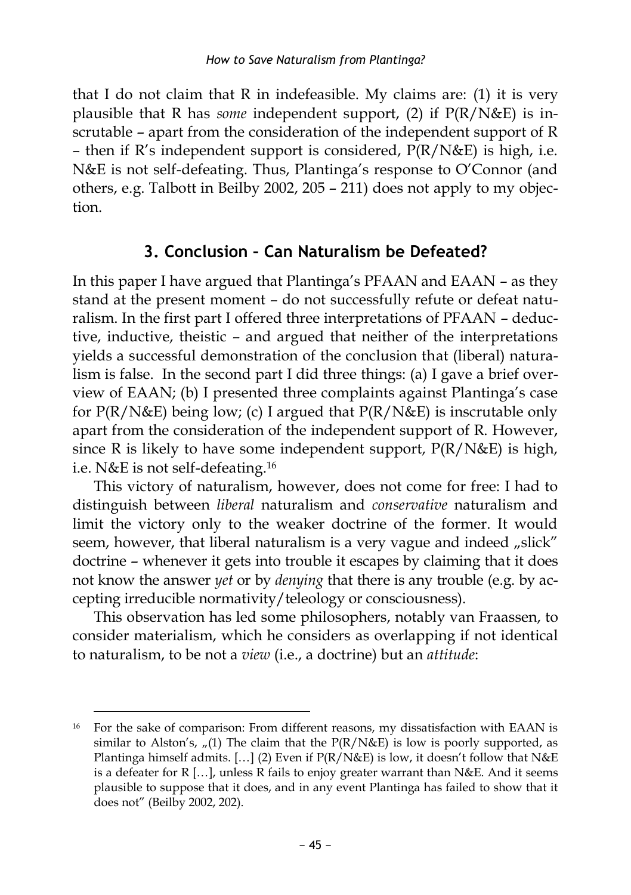that I do not claim that R in indefeasible. My claims are: (1) it is very plausible that R has *some* independent support, (2) if P(R/N&E) is inscrutable – apart from the consideration of the independent support of R – then if R's independent support is considered, P(R/N&E) is high, i.e. N&E is not self-defeating. Thus, Plantinga's response to O'Connor (and others, e.g. Talbott in Beilby 2002, 205 – 211) does not apply to my objection.

## 3. Conclusion – Can Naturalism be Defeated?

In this paper I have argued that Plantinga's PFAAN and EAAN – as they stand at the present moment – do not successfully refute or defeat naturalism. In the first part I offered three interpretations of PFAAN – deductive, inductive, theistic – and argued that neither of the interpretations yields a successful demonstration of the conclusion that (liberal) naturalism is false. In the second part I did three things: (a) I gave a brief overview of EAAN; (b) I presented three complaints against Plantinga's case for P(R/N&E) being low; (c) I argued that P(R/N&E) is inscrutable only apart from the consideration of the independent support of R. However, since R is likely to have some independent support, P(R/N&E) is high, i.e. N&E is not self-defeating.[16]

This victory of naturalism, however, does not come for free: I had to distinguish between *liberal* naturalism and *conservative* naturalism and limit the victory only to the weaker doctrine of the former. It would seem, however, that liberal naturalism is a very vague and indeed „slick" doctrine – whenever it gets into trouble it escapes by claiming that it does not know the answer *yet* or by *denying* that there is any trouble (e.g. by accepting irreducible normativity/teleology or consciousness).

This observation has led some philosophers, notably van Fraassen, to consider materialism, which he considers as overlapping if not identical to naturalism, to be not a *view* (i.e., a doctrine) but an *attitude*:

---

[16] For the sake of comparison: From different reasons, my dissatisfaction with EAAN is similar to Alston's, „(1) The claim that the P(R/N&E) is low is poorly supported, as Plantinga himself admits. […] (2) Even if P(R/N&E) is low, it doesn't follow that N&E is a defeater for R […], unless R fails to enjoy greater warrant than N&E. And it seems plausible to suppose that it does, and in any event Plantinga has failed to show that it does not" (Beilby 2002, 202).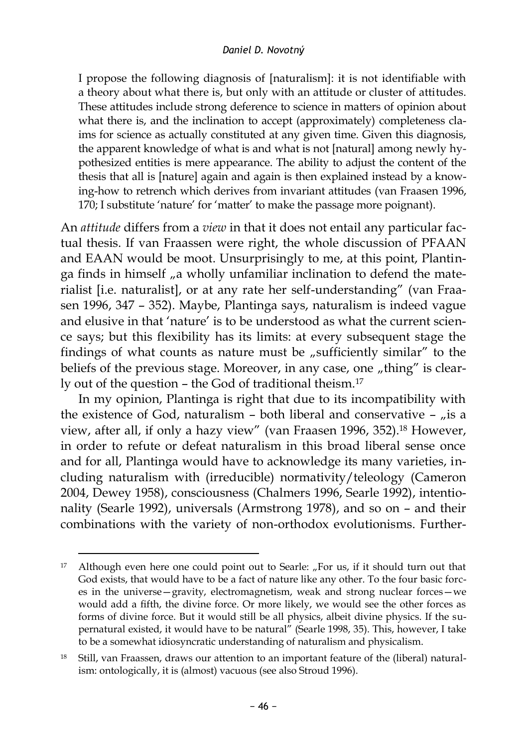> I propose the following diagnosis of [naturalism]: it is not identifiable with a theory about what there is, but only with an attitude or cluster of attitudes. These attitudes include strong deference to science in matters of opinion about what there is, and the inclination to accept (approximately) completeness claims for science as actually constituted at any given time. Given this diagnosis, the apparent knowledge of what is and what is not [natural] among newly hypothesized entities is mere appearance. The ability to adjust the content of the thesis that all is [nature] again and again is then explained instead by a knowing-how to retrench which derives from invariant attitudes (van Fraasen 1996, 170; I substitute 'nature' for 'matter' to make the passage more poignant).

An *attitude* differs from a *view* in that it does not entail any particular factual thesis. If van Fraassen were right, the whole discussion of PFAAN and EAAN would be moot. Unsurprisingly to me, at this point, Plantinga finds in himself „a wholly unfamiliar inclination to defend the materialist [i.e. naturalist], or at any rate her self-understanding" (van Fraasen 1996, 347 – 352). Maybe, Plantinga says, naturalism is indeed vague and elusive in that 'nature' is to be understood as what the current science says; but this flexibility has its limits: at every subsequent stage the findings of what counts as nature must be „sufficiently similar" to the beliefs of the previous stage. Moreover, in any case, one „thing" is clearly out of the question – the God of traditional theism.[17]

In my opinion, Plantinga is right that due to its incompatibility with the existence of God, naturalism – both liberal and conservative – „is a view, after all, if only a hazy view" (van Fraasen 1996, 352).[18] However, in order to refute or defeat naturalism in this broad liberal sense once and for all, Plantinga would have to acknowledge its many varieties, including naturalism with (irreducible) normativity/teleology (Cameron 2004, Dewey 1958), consciousness (Chalmers 1996, Searle 1992), intentionality (Searle 1992), universals (Armstrong 1978), and so on – and their combinations with the variety of non-orthodox evolutionisms. Further-

---

[17] Although even here one could point out to Searle: „For us, if it should turn out that God exists, that would have to be a fact of nature like any other. To the four basic forces in the universe—gravity, electromagnetism, weak and strong nuclear forces—we would add a fifth, the divine force. Or more likely, we would see the other forces as forms of divine force. But it would still be all physics, albeit divine physics. If the supernatural existed, it would have to be natural" (Searle 1998, 35). This, however, I take to be a somewhat idiosyncratic understanding of naturalism and physicalism.

[18] Still, van Fraassen, draws our attention to an important feature of the (liberal) naturalism: ontologically, it is (almost) vacuous (see also Stroud 1996).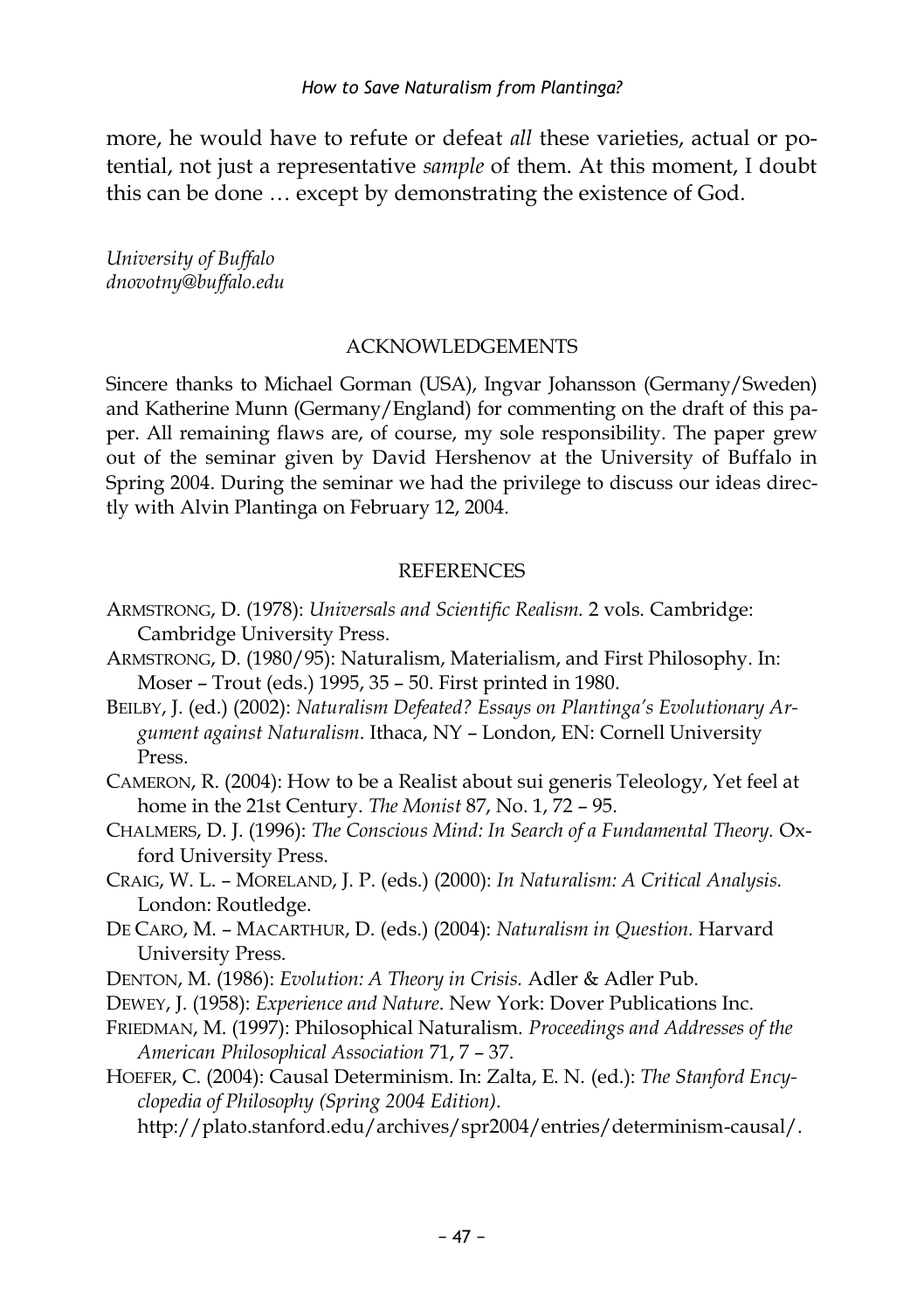more, he would have to refute or defeat *all* these varieties, actual or potential, not just a representative *sample* of them. At this moment, I doubt this can be done … except by demonstrating the existence of God.

*University of Buffalo*
*dnovotny@buffalo.edu*

## ACKNOWLEDGEMENTS

Sincere thanks to Michael Gorman (USA), Ingvar Johansson (Germany/Sweden) and Katherine Munn (Germany/England) for commenting on the draft of this paper. All remaining flaws are, of course, my sole responsibility. The paper grew out of the seminar given by David Hershenov at the University of Buffalo in Spring 2004. During the seminar we had the privilege to discuss our ideas directly with Alvin Plantinga on February 12, 2004.

## REFERENCES

ARMSTRONG, D. (1978): *Universals and Scientific Realism.* 2 vols. Cambridge: Cambridge University Press.

ARMSTRONG, D. (1980/95): Naturalism, Materialism, and First Philosophy. In: Moser – Trout (eds.) 1995, 35 – 50. First printed in 1980.

BEILBY, J. (ed.) (2002): *Naturalism Defeated? Essays on Plantinga's Evolutionary Argument against Naturalism*. Ithaca, NY – London, EN: Cornell University Press.

CAMERON, R. (2004): How to be a Realist about sui generis Teleology, Yet feel at home in the 21st Century. *The Monist* 87, No. 1, 72 – 95.

CHALMERS, D. J. (1996): *The Conscious Mind: In Search of a Fundamental Theory.* Oxford University Press.

CRAIG, W. L. – MORELAND, J. P. (eds.) (2000): *In Naturalism: A Critical Analysis.* London: Routledge.

DE CARO, M. – MACARTHUR, D. (eds.) (2004): *Naturalism in Question.* Harvard University Press.

DENTON, M. (1986): *Evolution: A Theory in Crisis.* Adler & Adler Pub.

DEWEY, J. (1958): *Experience and Nature*. New York: Dover Publications Inc.

FRIEDMAN, M. (1997): Philosophical Naturalism. *Proceedings and Addresses of the American Philosophical Association* 71, 7 – 37.

HOEFER, C. (2004): Causal Determinism. In: Zalta, E. N. (ed.): *The Stanford Encyclopedia of Philosophy (Spring 2004 Edition)*. http://plato.stanford.edu/archives/spr2004/entries/determinism-causal/.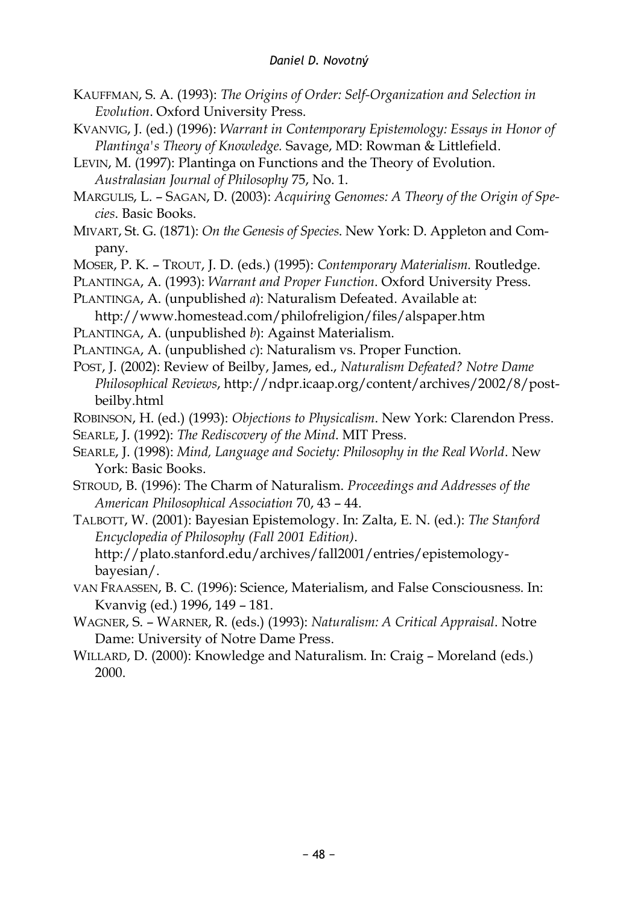KAUFFMAN, S. A. (1993): *The Origins of Order: Self-Organization and Selection in Evolution*. Oxford University Press.

KVANVIG, J. (ed.) (1996): *Warrant in Contemporary Epistemology: Essays in Honor of Plantinga's Theory of Knowledge.* Savage, MD: Rowman & Littlefield.

LEVIN, M. (1997): Plantinga on Functions and the Theory of Evolution. *Australasian Journal of Philosophy* 75, No. 1.

MARGULIS, L. – SAGAN, D. (2003): *Acquiring Genomes: A Theory of the Origin of Species*. Basic Books.

MIVART, St. G. (1871): *On the Genesis of Species.* New York: D. Appleton and Company.

MOSER, P. K. – TROUT, J. D. (eds.) (1995): *Contemporary Materialism.* Routledge.

PLANTINGA, A. (1993): *Warrant and Proper Function*. Oxford University Press.

PLANTINGA, A. (unpublished *a*): Naturalism Defeated. Available at: http://www.homestead.com/philofreligion/files/alspaper.htm

PLANTINGA, A. (unpublished *b*): Against Materialism.

PLANTINGA, A. (unpublished *c*): Naturalism vs. Proper Function.

POST, J. (2002): Review of Beilby, James, ed., *Naturalism Defeated? Notre Dame Philosophical Reviews*, http://ndpr.icaap.org/content/archives/2002/8/post-beilby.html

ROBINSON, H. (ed.) (1993): *Objections to Physicalism*. New York: Clarendon Press.

SEARLE, J. (1992): *The Rediscovery of the Mind*. MIT Press.

SEARLE, J. (1998): *Mind, Language and Society: Philosophy in the Real World*. New York: Basic Books.

STROUD, B. (1996): The Charm of Naturalism. *Proceedings and Addresses of the American Philosophical Association* 70, 43 – 44.

TALBOTT, W. (2001): Bayesian Epistemology. In: Zalta, E. N. (ed.): *The Stanford Encyclopedia of Philosophy (Fall 2001 Edition)*. http://plato.stanford.edu/archives/fall2001/entries/epistemology-bayesian/.

VAN FRAASSEN, B. C. (1996): Science, Materialism, and False Consciousness. In: Kvanvig (ed.) 1996, 149 – 181.

WAGNER, S. – WARNER, R. (eds.) (1993): *Naturalism: A Critical Appraisal*. Notre Dame: University of Notre Dame Press.

WILLARD, D. (2000): Knowledge and Naturalism. In: Craig – Moreland (eds.) 2000.